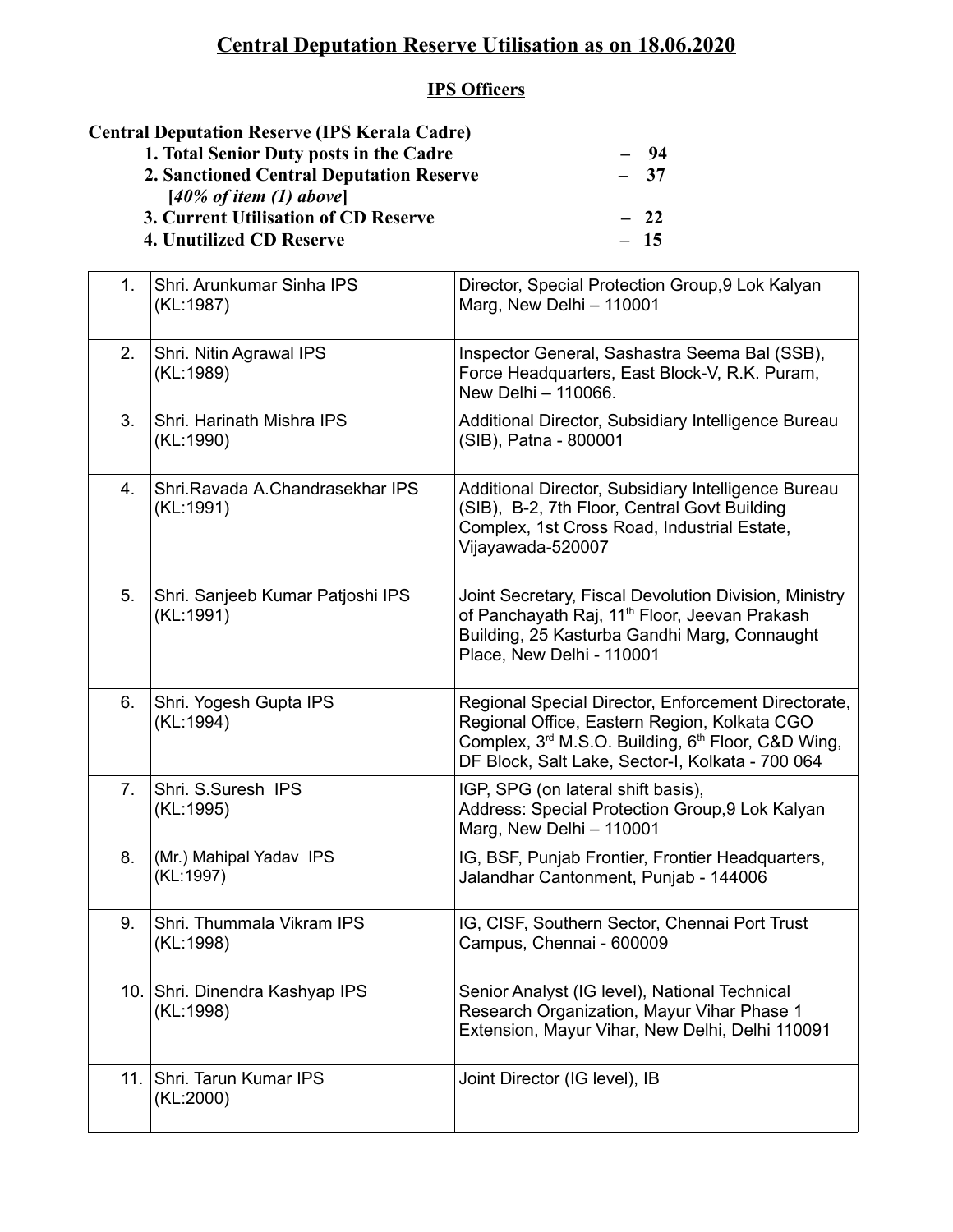# Central Deputation Reserve Utilisation as on 18.06.2020

## IPS Officers

**Central Deputation Reserve (IPS Kerala Cadre)**

**1. Total Senior Duty posts in the Cadre – 94**
**2. Sanctioned Central Deputation Reserve – 37**
**[*40% of item (1) above*]**
**3. Current Utilisation of CD Reserve – 22**
**4. Unutilized CD Reserve – 15**

| | | |
|---|---|---|
| 1. | Shri. Arunkumar Sinha IPS (KL:1987) | Director, Special Protection Group,9 Lok Kalyan Marg, New Delhi – 110001 |
| 2. | Shri. Nitin Agrawal IPS (KL:1989) | Inspector General, Sashastra Seema Bal (SSB), Force Headquarters, East Block-V, R.K. Puram, New Delhi – 110066. |
| 3. | Shri. Harinath Mishra IPS (KL:1990) | Additional Director, Subsidiary Intelligence Bureau (SIB), Patna - 800001 |
| 4. | Shri.Ravada A.Chandrasekhar IPS (KL:1991) | Additional Director, Subsidiary Intelligence Bureau (SIB), B-2, 7th Floor, Central Govt Building Complex, 1st Cross Road, Industrial Estate, Vijayawada-520007 |
| 5. | Shri. Sanjeeb Kumar Patjoshi IPS (KL:1991) | Joint Secretary, Fiscal Devolution Division, Ministry of Panchayath Raj, 11th Floor, Jeevan Prakash Building, 25 Kasturba Gandhi Marg, Connaught Place, New Delhi - 110001 |
| 6. | Shri. Yogesh Gupta IPS (KL:1994) | Regional Special Director, Enforcement Directorate, Regional Office, Eastern Region, Kolkata CGO Complex, 3rd M.S.O. Building, 6th Floor, C&D Wing, DF Block, Salt Lake, Sector-I, Kolkata - 700 064 |
| 7. | Shri. S.Suresh IPS (KL:1995) | IGP, SPG (on lateral shift basis), Address: Special Protection Group,9 Lok Kalyan Marg, New Delhi – 110001 |
| 8. | (Mr.) Mahipal Yadav IPS (KL:1997) | IG, BSF, Punjab Frontier, Frontier Headquarters, Jalandhar Cantonment, Punjab - 144006 |
| 9. | Shri. Thummala Vikram IPS (KL:1998) | IG, CISF, Southern Sector, Chennai Port Trust Campus, Chennai - 600009 |
| 10. | Shri. Dinendra Kashyap IPS (KL:1998) | Senior Analyst (IG level), National Technical Research Organization, Mayur Vihar Phase 1 Extension, Mayur Vihar, New Delhi, Delhi 110091 |
| 11. | Shri. Tarun Kumar IPS (KL:2000) | Joint Director (IG level), IB |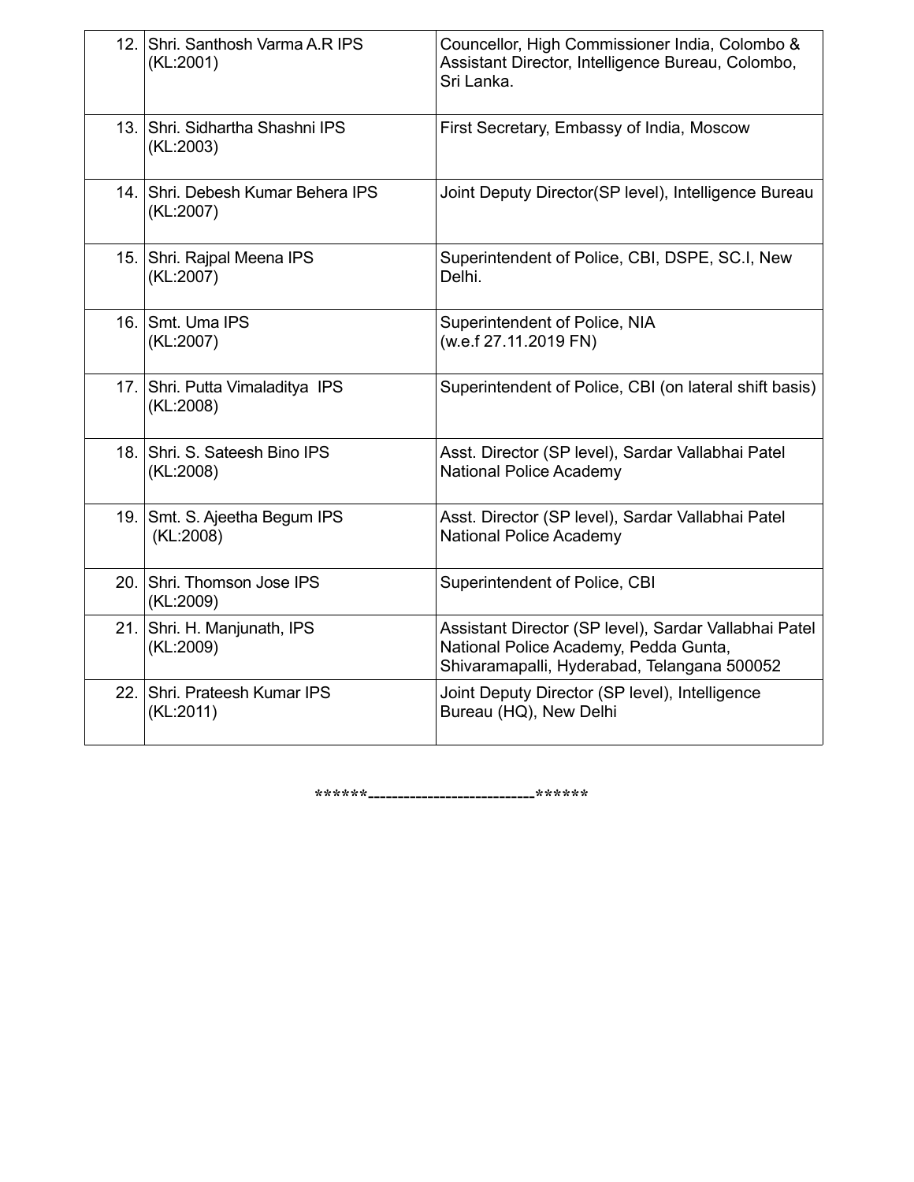| | | |
|---|---|---|
| 12. | Shri. Santhosh Varma A.R IPS (KL:2001) | Councellor, High Commissioner India, Colombo & Assistant Director, Intelligence Bureau, Colombo, Sri Lanka. |
| 13. | Shri. Sidhartha Shashni IPS (KL:2003) | First Secretary, Embassy of India, Moscow |
| 14. | Shri. Debesh Kumar Behera IPS (KL:2007) | Joint Deputy Director(SP level), Intelligence Bureau |
| 15. | Shri. Rajpal Meena IPS (KL:2007) | Superintendent of Police, CBI, DSPE, SC.I, New Delhi. |
| 16. | Smt. Uma IPS (KL:2007) | Superintendent of Police, NIA (w.e.f 27.11.2019 FN) |
| 17. | Shri. Putta Vimaladitya IPS (KL:2008) | Superintendent of Police, CBI (on lateral shift basis) |
| 18. | Shri. S. Sateesh Bino IPS (KL:2008) | Asst. Director (SP level), Sardar Vallabhai Patel National Police Academy |
| 19. | Smt. S. Ajeetha Begum IPS (KL:2008) | Asst. Director (SP level), Sardar Vallabhai Patel National Police Academy |
| 20. | Shri. Thomson Jose IPS (KL:2009) | Superintendent of Police, CBI |
| 21. | Shri. H. Manjunath, IPS (KL:2009) | Assistant Director (SP level), Sardar Vallabhai Patel National Police Academy, Pedda Gunta, Shivaramapalli, Hyderabad, Telangana 500052 |
| 22. | Shri. Prateesh Kumar IPS (KL:2011) | Joint Deputy Director (SP level), Intelligence Bureau (HQ), New Delhi |

******----------------------------******